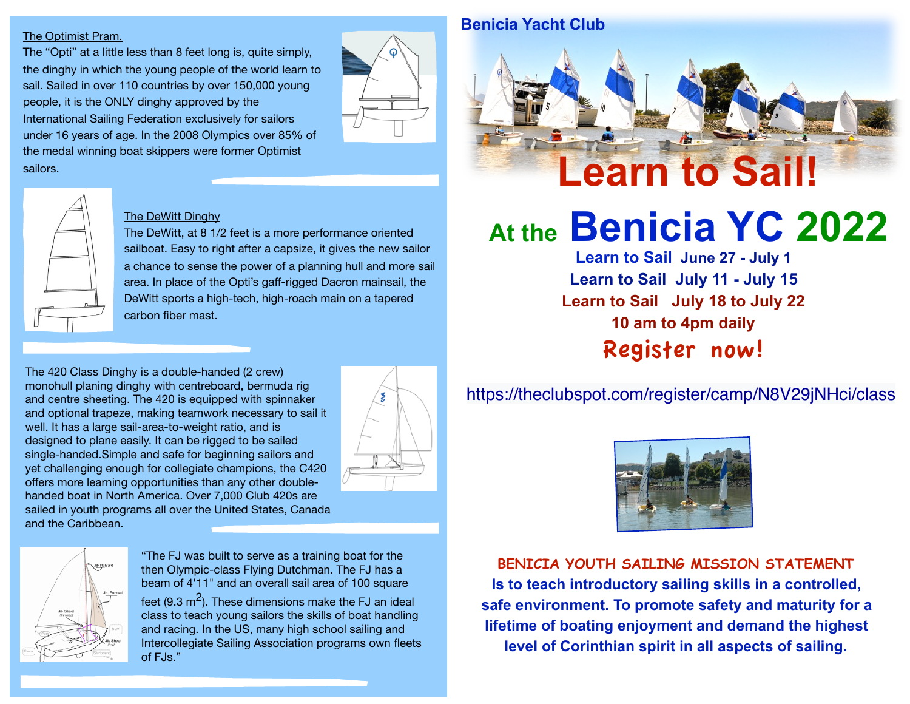## The Optimist Pram.

The “Opti” at a little less than 8 feet long is, quite simply, the dinghy in which the young people of the world learn to sail. Sailed in over 110 countries by over 150,000 young people, it is the ONLY dinghy approved by the International Sailing Federation exclusively for sailors under 16 years of age. In the 2008 Olympics over 85% of the medal winning boat skippers were former Optimist sailors.

## The DeWitt Dinghy

The DeWitt, at 8 1/2 feet is a more performance oriented sailboat. Easy to right after a capsize, it gives the new sailor a chance to sense the power of a planning hull and more sail area. In place of the Opti’s gaff-rigged Dacron mainsail, the DeWitt sports a high-tech, high-roach main on a tapered carbon fiber mast.

The 420 Class Dinghy is a double-handed (2 crew) monohull planing dinghy with centreboard, bermuda rig and centre sheeting. The 420 is equipped with spinnaker and optional trapeze, making teamwork necessary to sail it well. It has a large sail-area-to-weight ratio, and is designed to plane easily. It can be rigged to be sailed single-handed.Simple and safe for beginning sailors and yet challenging enough for collegiate champions, the C420 offers more learning opportunities than any other double-handed boat in North America. Over 7,000 Club 420s are sailed in youth programs all over the United States, Canada and the Caribbean.

“The FJ was built to serve as a training boat for the then Olympic-class Flying Dutchman. The FJ has a beam of 4'11" and an overall sail area of 100 square feet (9.3 $m^2$). These dimensions make the FJ an ideal class to teach young sailors the skills of boat handling and racing. In the US, many high school sailing and Intercollegiate Sailing Association programs own fleets of FJs.”

**Benicia Yacht Club**

# Learn to Sail!

# At the Benicia YC 2022

**Learn to Sail June 27 - July 1**

**Learn to Sail July 11 - July 15**

**Learn to Sail July 18 to July 22**

**10 am to 4pm daily**

**Register now!**

https://theclubspot.com/register/camp/N8V29jNHci/class

**BENICIA YOUTH SAILING MISSION STATEMENT**

**Is to teach introductory sailing skills in a controlled, safe environment. To promote safety and maturity for a lifetime of boating enjoyment and demand the highest level of Corinthian spirit in all aspects of sailing.**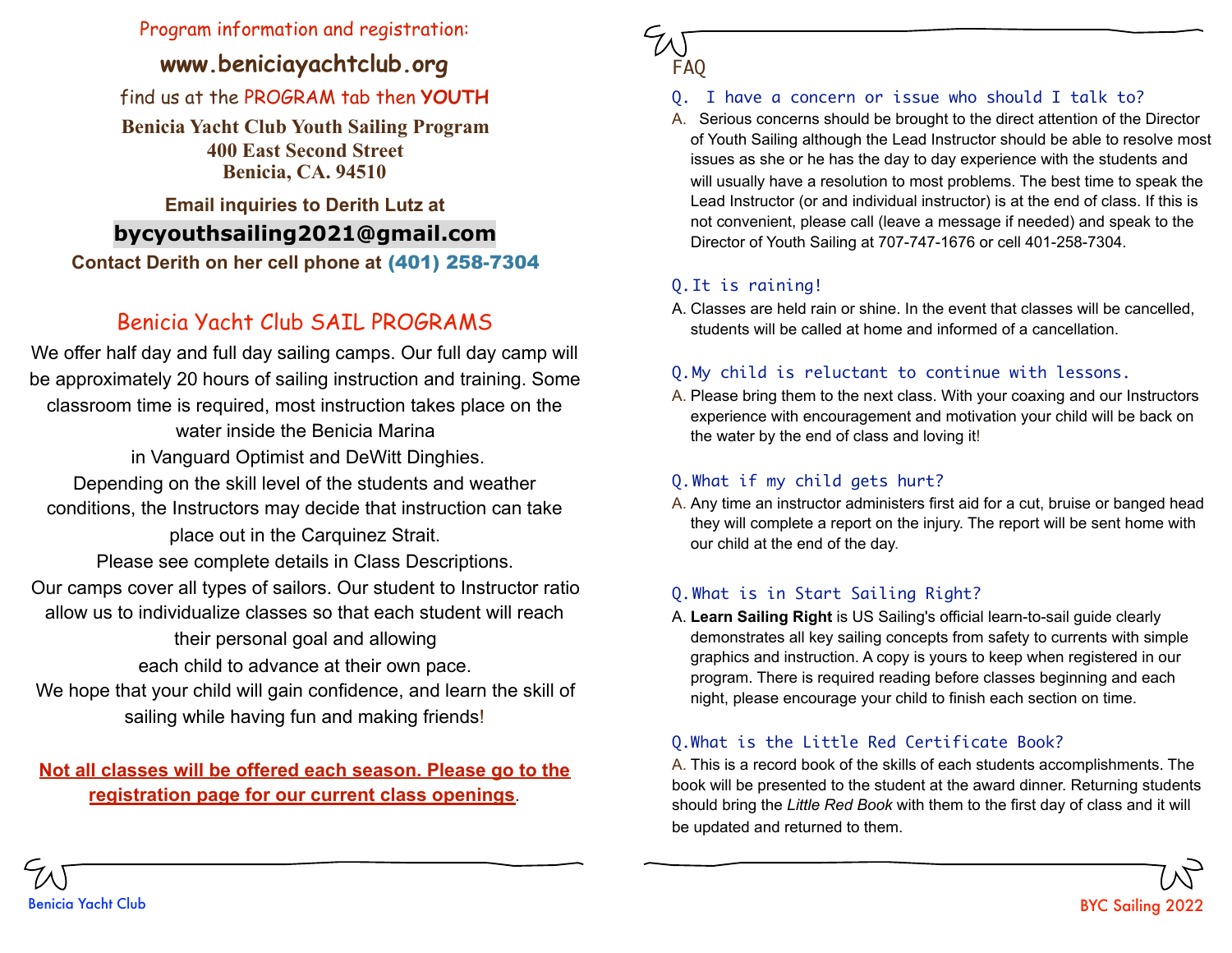Program information and registration:

**www.beniciayachtclub.org**

find us at the PROGRAM tab then **YOUTH**

**Benicia Yacht Club Youth Sailing Program**
**400 East Second Street**
**Benicia, CA. 94510**

**Email inquiries to Derith Lutz at**

**bycyouthsailing2021@gmail.com**

**Contact Derith on her cell phone at (401) 258-7304**

## Benicia Yacht Club SAIL PROGRAMS

We offer half day and full day sailing camps. Our full day camp will be approximately 20 hours of sailing instruction and training. Some classroom time is required, most instruction takes place on the water inside the Benicia Marina in Vanguard Optimist and DeWitt Dinghies. Depending on the skill level of the students and weather conditions, the Instructors may decide that instruction can take place out in the Carquinez Strait. Please see complete details in Class Descriptions.

Our camps cover all types of sailors. Our student to Instructor ratio allow us to individualize classes so that each student will reach their personal goal and allowing each child to advance at their own pace.

We hope that your child will gain confidence, and learn the skill of sailing while having fun and making friends!

**Not all classes will be offered each season. Please go to the registration page for our current class openings**.

## FAQ

**Q. I have a concern or issue who should I talk to?**

A. Serious concerns should be brought to the direct attention of the Director of Youth Sailing although the Lead Instructor should be able to resolve most issues as she or he has the day to day experience with the students and will usually have a resolution to most problems. The best time to speak the Lead Instructor (or and individual instructor) is at the end of class. If this is not convenient, please call (leave a message if needed) and speak to the Director of Youth Sailing at 707-747-1676 or cell 401-258-7304.

**Q. It is raining!**

A. Classes are held rain or shine. In the event that classes will be cancelled, students will be called at home and informed of a cancellation.

**Q. My child is reluctant to continue with lessons.**

A. Please bring them to the next class. With your coaxing and our Instructors experience with encouragement and motivation your child will be back on the water by the end of class and loving it!

**Q. What if my child gets hurt?**

A. Any time an instructor administers first aid for a cut, bruise or banged head they will complete a report on the injury. The report will be sent home with our child at the end of the day.

**Q. What is in Start Sailing Right?**

A. **Learn Sailing Right** is US Sailing's official learn-to-sail guide clearly demonstrates all key sailing concepts from safety to currents with simple graphics and instruction. A copy is yours to keep when registered in our program. There is required reading before classes beginning and each night, please encourage your child to finish each section on time.

**Q. What is the Little Red Certificate Book?**

A. This is a record book of the skills of each students accomplishments. The book will be presented to the student at the award dinner. Returning students should bring the *Little Red Book* with them to the first day of class and it will be updated and returned to them.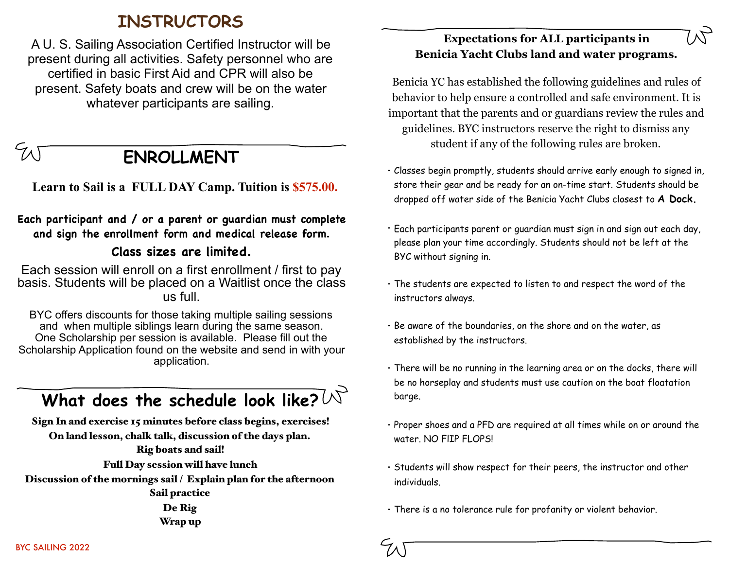## INSTRUCTORS

A U. S. Sailing Association Certified Instructor will be present during all activities. Safety personnel who are certified in basic First Aid and CPR will also be present. Safety boats and crew will be on the water whatever participants are sailing.

## ENROLLMENT

**Learn to Sail is a FULL DAY Camp. Tuition is $575.00.**

**Each participant and / or a parent or guardian must complete and sign the enrollment form and medical release form.**

**Class sizes are limited.**

Each session will enroll on a first enrollment / first to pay basis. Students will be placed on a Waitlist once the class us full.

BYC offers discounts for those taking multiple sailing sessions and when multiple siblings learn during the same season. One Scholarship per session is available. Please fill out the Scholarship Application found on the website and send in with your application.

## What does the schedule look like?

**Sign In and exercise 15 minutes before class begins, exercises!**
**On land lesson, chalk talk, discussion of the days plan.**
**Rig boats and sail!**
**Full Day session will have lunch**
**Discussion of the mornings sail / Explain plan for the afternoon**
**Sail practice**
**De Rig**
**Wrap up**

BYC SAILING 2022

### Expectations for ALL participants in Benicia Yacht Clubs land and water programs.

Benicia YC has established the following guidelines and rules of behavior to help ensure a controlled and safe environment. It is important that the parents and or guardians review the rules and guidelines. BYC instructors reserve the right to dismiss any student if any of the following rules are broken.

- Classes begin promptly, students should arrive early enough to signed in, store their gear and be ready for an on-time start. Students should be dropped off water side of the Benicia Yacht Clubs closest to **A Dock.**
- Each participants parent or guardian must sign in and sign out each day, please plan your time accordingly. Students should not be left at the BYC without signing in.
- The students are expected to listen to and respect the word of the instructors always.
- Be aware of the boundaries, on the shore and on the water, as established by the instructors.
- There will be no running in the learning area or on the docks, there will be no horseplay and students must use caution on the boat floatation barge.
- Proper shoes and a PFD are required at all times while on or around the water. NO FlIP FLOPS!
- Students will show respect for their peers, the instructor and other individuals.
- There is a no tolerance rule for profanity or violent behavior.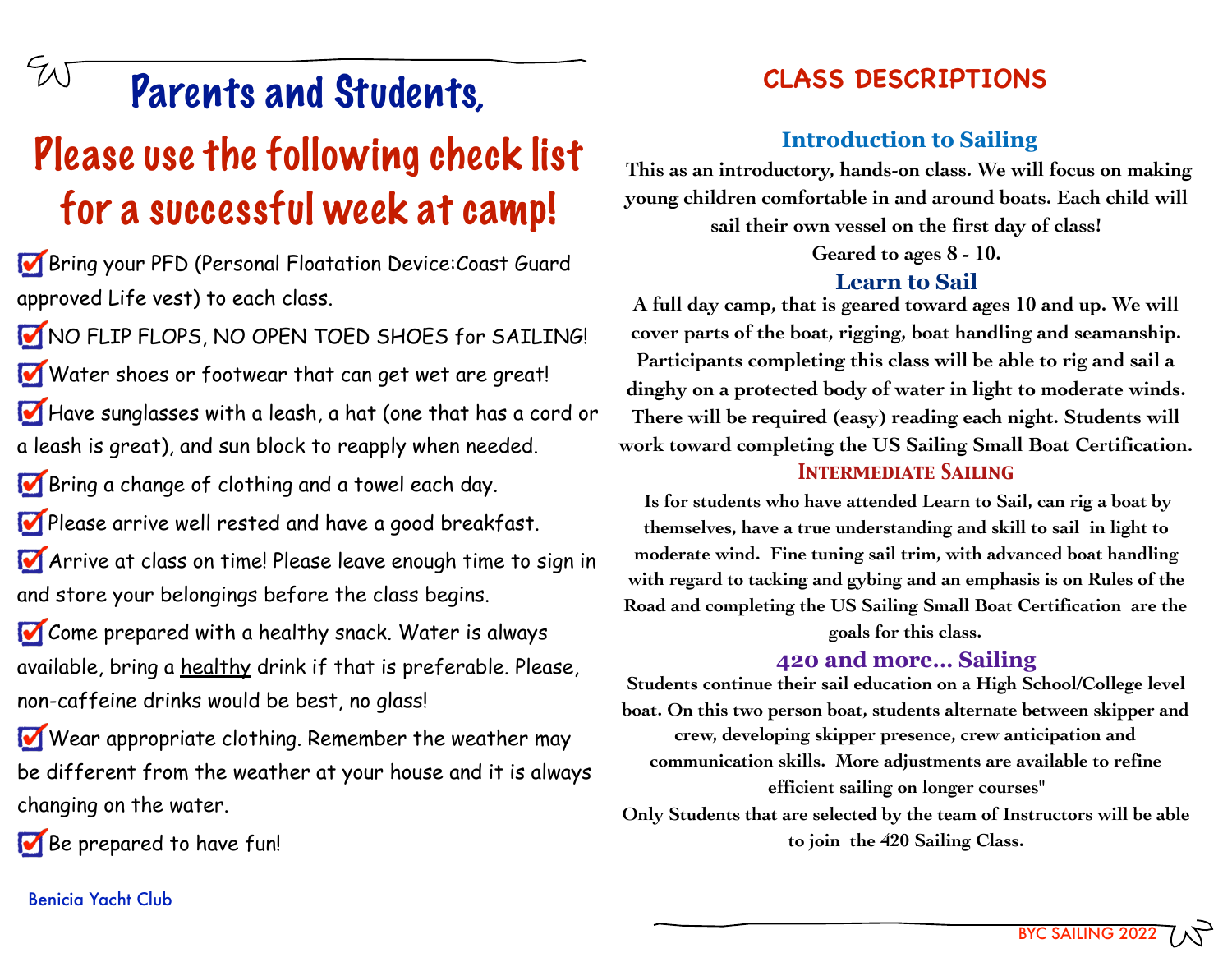# Parents and Students,

## Please use the following check list for a successful week at camp!

- ☑ Bring your PFD (Personal Floatation Device:Coast Guard approved Life vest) to each class.
- ☑ NO FLIP FLOPS, NO OPEN TOED SHOES for SAILING!
- ☑ Water shoes or footwear that can get wet are great!
- ☑ Have sunglasses with a leash, a hat (one that has a cord or a leash is great), and sun block to reapply when needed.
- ☑ Bring a change of clothing and a towel each day.
- ☑ Please arrive well rested and have a good breakfast.
- ☑ Arrive at class on time! Please leave enough time to sign in and store your belongings before the class begins.
- ☑ Come prepared with a healthy snack. Water is always available, bring a healthy drink if that is preferable. Please, non-caffeine drinks would be best, no glass!
- ☑ Wear appropriate clothing. Remember the weather may be different from the weather at your house and it is always changing on the water.
- ☑ Be prepared to have fun!

Benicia Yacht Club

## CLASS DESCRIPTIONS

### Introduction to Sailing

**This as an introductory, hands-on class. We will focus on making young children comfortable in and around boats. Each child will sail their own vessel on the first day of class!**

**Geared to ages 8 - 10.**

### Learn to Sail

**A full day camp, that is geared toward ages 10 and up. We will cover parts of the boat, rigging, boat handling and seamanship. Participants completing this class will be able to rig and sail a dinghy on a protected body of water in light to moderate winds. There will be required (easy) reading each night. Students will work toward completing the US Sailing Small Boat Certification.**

### Intermediate Sailing

**Is for students who have attended Learn to Sail, can rig a boat by themselves, have a true understanding and skill to sail in light to moderate wind. Fine tuning sail trim, with advanced boat handling with regard to tacking and gybing and an emphasis is on Rules of the Road and completing the US Sailing Small Boat Certification are the goals for this class.**

### 420 and more... Sailing

**Students continue their sail education on a High School/College level boat. On this two person boat, students alternate between skipper and crew, developing skipper presence, crew anticipation and communication skills. More adjustments are available to refine efficient sailing on longer courses"**

**Only Students that are selected by the team of Instructors will be able to join the 420 Sailing Class.**

BYC SAILING 2022